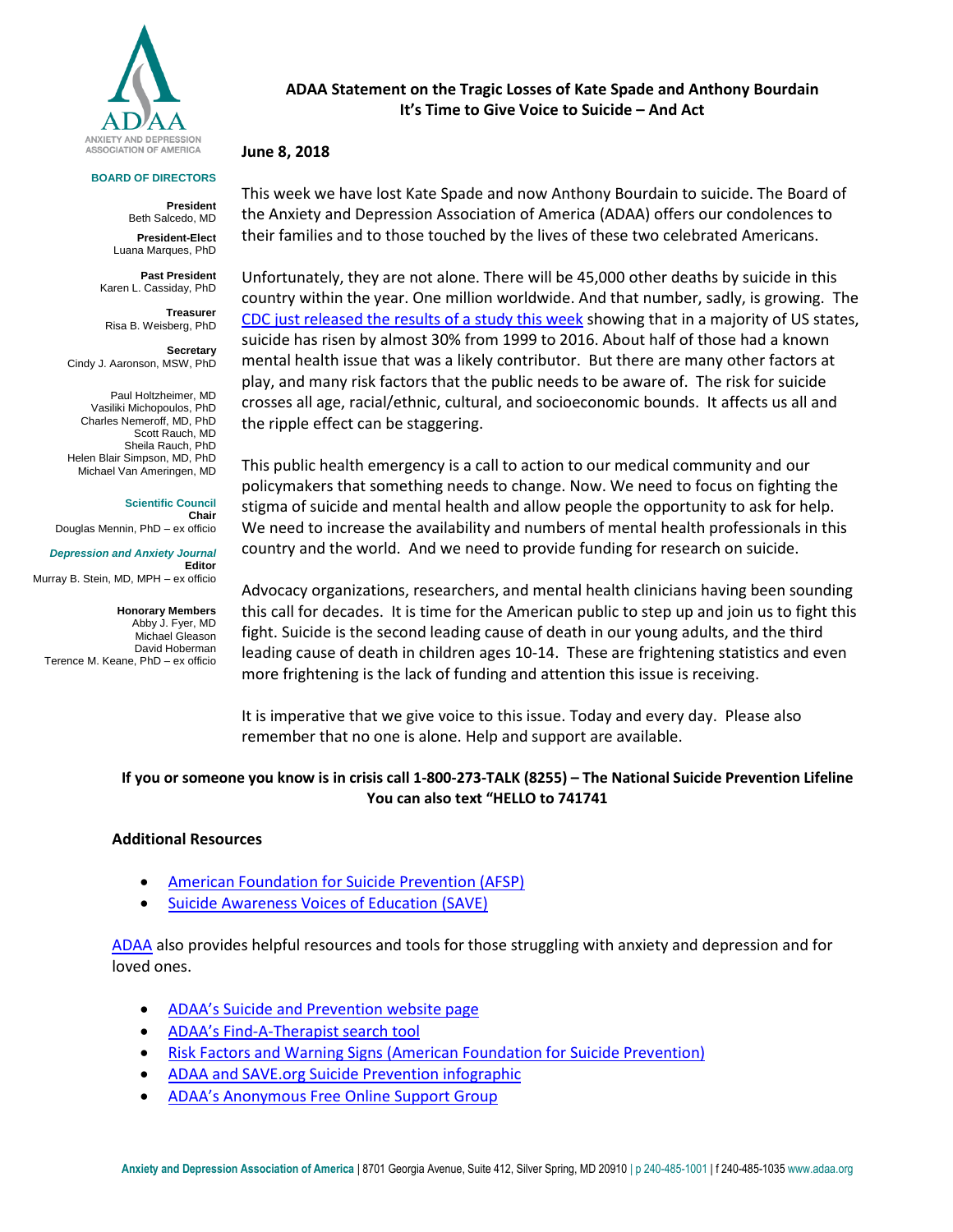ANXIETY AND DEPRESSION ASSOCIATION OF AMERICA

**BOARD OF DIRECTORS**

**President**
Beth Salcedo, MD

**President-Elect**
Luana Marques, PhD

**Past President**
Karen L. Cassiday, PhD

**Treasurer**
Risa B. Weisberg, PhD

**Secretary**
Cindy J. Aaronson, MSW, PhD

Paul Holtzheimer, MD
Vasiliki Michopoulos, PhD
Charles Nemeroff, MD, PhD
Scott Rauch, MD
Sheila Rauch, PhD
Helen Blair Simpson, MD, PhD
Michael Van Ameringen, MD

**Scientific Council**
**Chair**
Douglas Mennin, PhD – ex officio

***Depression and Anxiety Journal***
**Editor**
Murray B. Stein, MD, MPH – ex officio

**Honorary Members**
Abby J. Fyer, MD
Michael Gleason
David Hoberman
Terence M. Keane, PhD – ex officio

# ADAA Statement on the Tragic Losses of Kate Spade and Anthony Bourdain
## It's Time to Give Voice to Suicide – And Act

**June 8, 2018**

This week we have lost Kate Spade and now Anthony Bourdain to suicide. The Board of the Anxiety and Depression Association of America (ADAA) offers our condolences to their families and to those touched by the lives of these two celebrated Americans.

Unfortunately, they are not alone. There will be 45,000 other deaths by suicide in this country within the year. One million worldwide. And that number, sadly, is growing. The CDC just released the results of a study this week showing that in a majority of US states, suicide has risen by almost 30% from 1999 to 2016. About half of those had a known mental health issue that was a likely contributor. But there are many other factors at play, and many risk factors that the public needs to be aware of. The risk for suicide crosses all age, racial/ethnic, cultural, and socioeconomic bounds. It affects us all and the ripple effect can be staggering.

This public health emergency is a call to action to our medical community and our policymakers that something needs to change. Now. We need to focus on fighting the stigma of suicide and mental health and allow people the opportunity to ask for help. We need to increase the availability and numbers of mental health professionals in this country and the world. And we need to provide funding for research on suicide.

Advocacy organizations, researchers, and mental health clinicians having been sounding this call for decades. It is time for the American public to step up and join us to fight this fight. Suicide is the second leading cause of death in our young adults, and the third leading cause of death in children ages 10-14. These are frightening statistics and even more frightening is the lack of funding and attention this issue is receiving.

It is imperative that we give voice to this issue. Today and every day. Please also remember that no one is alone. Help and support are available.

**If you or someone you know is in crisis call 1-800-273-TALK (8255) – The National Suicide Prevention Lifeline**
**You can also text "HELLO to 741741**

### Additional Resources

- American Foundation for Suicide Prevention (AFSP)
- Suicide Awareness Voices of Education (SAVE)

ADAA also provides helpful resources and tools for those struggling with anxiety and depression and for loved ones.

- ADAA's Suicide and Prevention website page
- ADAA's Find-A-Therapist search tool
- Risk Factors and Warning Signs (American Foundation for Suicide Prevention)
- ADAA and SAVE.org Suicide Prevention infographic
- ADAA's Anonymous Free Online Support Group

**Anxiety and Depression Association of America** | 8701 Georgia Avenue, Suite 412, Silver Spring, MD 20910 | p 240-485-1001 | f 240-485-1035 www.adaa.org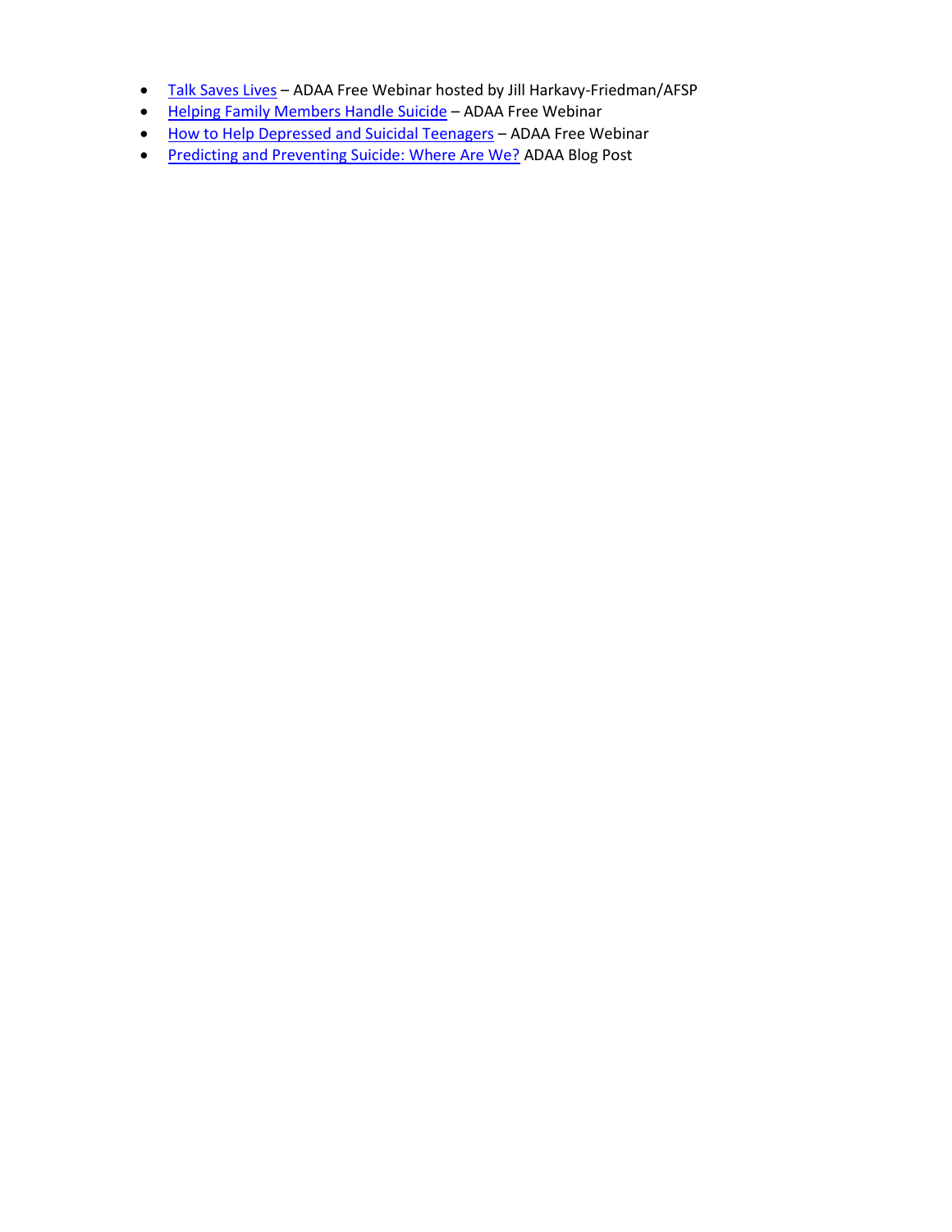- Talk Saves Lives – ADAA Free Webinar hosted by Jill Harkavy-Friedman/AFSP
- Helping Family Members Handle Suicide – ADAA Free Webinar
- How to Help Depressed and Suicidal Teenagers – ADAA Free Webinar
- Predicting and Preventing Suicide: Where Are We? ADAA Blog Post